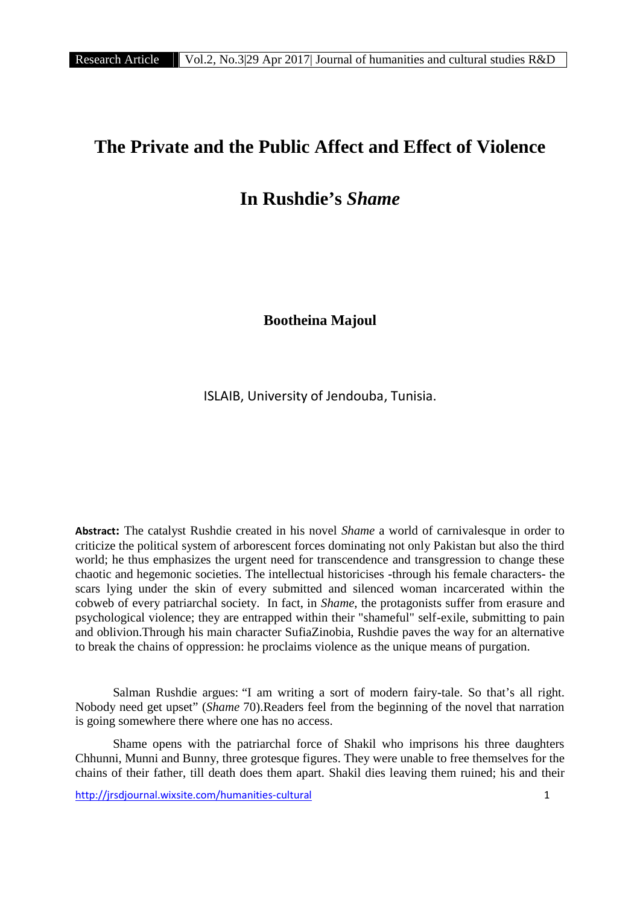# The Private and the Public Affect and Effect of Violence

# In Rushdie's *Shame*

**Bootheina Majoul**

ISLAIB, University of Jendouba, Tunisia.

**Abstract:** The catalyst Rushdie created in his novel *Shame* a world of carnivalesque in order to criticize the political system of arborescent forces dominating not only Pakistan but also the third world; he thus emphasizes the urgent need for transcendence and transgression to change these chaotic and hegemonic societies. The intellectual historicises -through his female characters- the scars lying under the skin of every submitted and silenced woman incarcerated within the cobweb of every patriarchal society. In fact, in *Shame*, the protagonists suffer from erasure and psychological violence; they are entrapped within their "shameful" self-exile, submitting to pain and oblivion.Through his main character SufiaZinobia, Rushdie paves the way for an alternative to break the chains of oppression: he proclaims violence as the unique means of purgation.

Salman Rushdie argues: "I am writing a sort of modern fairy-tale. So that's all right. Nobody need get upset" (*Shame* 70).Readers feel from the beginning of the novel that narration is going somewhere there where one has no access.

Shame opens with the patriarchal force of Shakil who imprisons his three daughters Chhunni, Munni and Bunny, three grotesque figures. They were unable to free themselves for the chains of their father, till death does them apart. Shakil dies leaving them ruined; his and their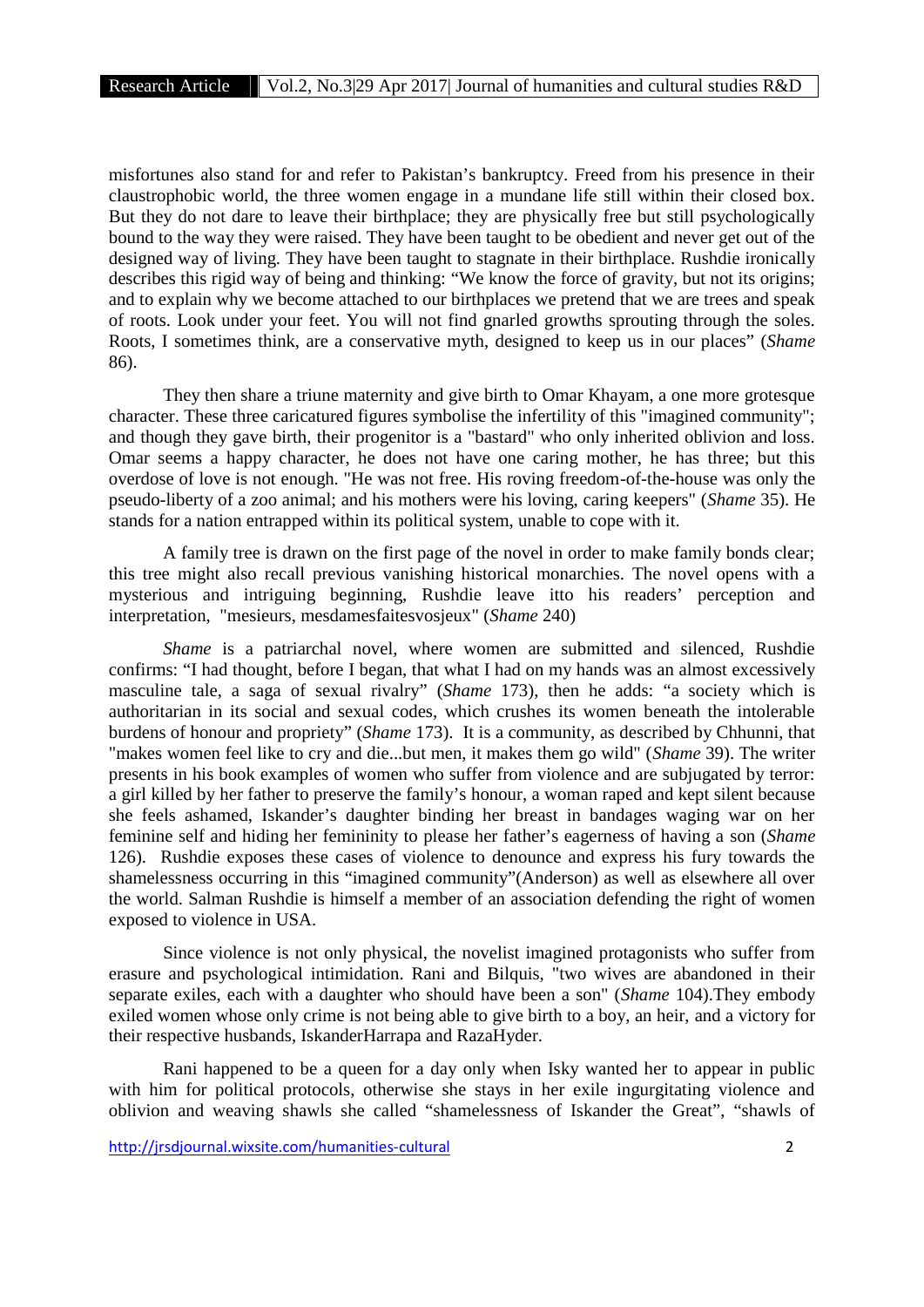misfortunes also stand for and refer to Pakistan's bankruptcy. Freed from his presence in their claustrophobic world, the three women engage in a mundane life still within their closed box. But they do not dare to leave their birthplace; they are physically free but still psychologically bound to the way they were raised. They have been taught to be obedient and never get out of the designed way of living. They have been taught to stagnate in their birthplace. Rushdie ironically describes this rigid way of being and thinking: "We know the force of gravity, but not its origins; and to explain why we become attached to our birthplaces we pretend that we are trees and speak of roots. Look under your feet. You will not find gnarled growths sprouting through the soles. Roots, I sometimes think, are a conservative myth, designed to keep us in our places" (*Shame* 86).

They then share a triune maternity and give birth to Omar Khayam, a one more grotesque character. These three caricatured figures symbolise the infertility of this "imagined community"; and though they gave birth, their progenitor is a "bastard" who only inherited oblivion and loss. Omar seems a happy character, he does not have one caring mother, he has three; but this overdose of love is not enough. "He was not free. His roving freedom-of-the-house was only the pseudo-liberty of a zoo animal; and his mothers were his loving, caring keepers" (*Shame* 35). He stands for a nation entrapped within its political system, unable to cope with it.

A family tree is drawn on the first page of the novel in order to make family bonds clear; this tree might also recall previous vanishing historical monarchies. The novel opens with a mysterious and intriguing beginning, Rushdie leave itto his readers' perception and interpretation, "mesieurs, mesdamesfaitesvosjeux" (*Shame* 240)

*Shame* is a patriarchal novel, where women are submitted and silenced, Rushdie confirms: "I had thought, before I began, that what I had on my hands was an almost excessively masculine tale, a saga of sexual rivalry" (*Shame* 173), then he adds: "a society which is authoritarian in its social and sexual codes, which crushes its women beneath the intolerable burdens of honour and propriety" (*Shame* 173). It is a community, as described by Chhunni, that "makes women feel like to cry and die...but men, it makes them go wild" (*Shame* 39). The writer presents in his book examples of women who suffer from violence and are subjugated by terror: a girl killed by her father to preserve the family's honour, a woman raped and kept silent because she feels ashamed, Iskander's daughter binding her breast in bandages waging war on her feminine self and hiding her femininity to please her father's eagerness of having a son (*Shame* 126). Rushdie exposes these cases of violence to denounce and express his fury towards the shamelessness occurring in this "imagined community"(Anderson) as well as elsewhere all over the world. Salman Rushdie is himself a member of an association defending the right of women exposed to violence in USA.

Since violence is not only physical, the novelist imagined protagonists who suffer from erasure and psychological intimidation. Rani and Bilquis, "two wives are abandoned in their separate exiles, each with a daughter who should have been a son" (*Shame* 104).They embody exiled women whose only crime is not being able to give birth to a boy, an heir, and a victory for their respective husbands, IskanderHarrapa and RazaHyder.

Rani happened to be a queen for a day only when Isky wanted her to appear in public with him for political protocols, otherwise she stays in her exile ingurgitating violence and oblivion and weaving shawls she called "shamelessness of Iskander the Great", "shawls of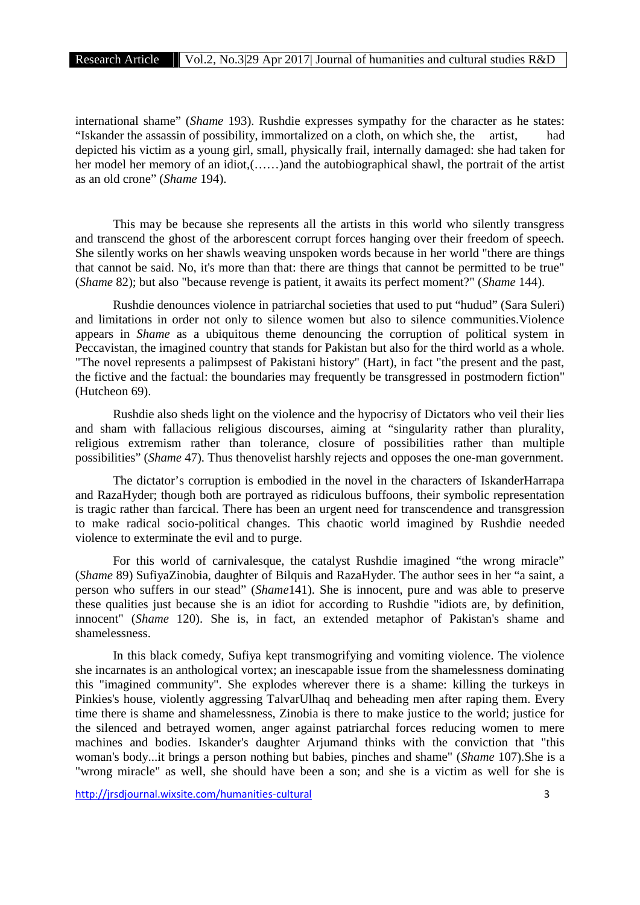international shame" (*Shame* 193). Rushdie expresses sympathy for the character as he states: "Iskander the assassin of possibility, immortalized on a cloth, on which she, the artist, had depicted his victim as a young girl, small, physically frail, internally damaged: she had taken for her model her memory of an idiot,(……)and the autobiographical shawl, the portrait of the artist as an old crone" (*Shame* 194).

This may be because she represents all the artists in this world who silently transgress and transcend the ghost of the arborescent corrupt forces hanging over their freedom of speech. She silently works on her shawls weaving unspoken words because in her world "there are things that cannot be said. No, it's more than that: there are things that cannot be permitted to be true" (*Shame* 82); but also "because revenge is patient, it awaits its perfect moment?" (*Shame* 144).

Rushdie denounces violence in patriarchal societies that used to put "hudud" (Sara Suleri) and limitations in order not only to silence women but also to silence communities.Violence appears in *Shame* as a ubiquitous theme denouncing the corruption of political system in Peccavistan, the imagined country that stands for Pakistan but also for the third world as a whole. "The novel represents a palimpsest of Pakistani history" (Hart), in fact "the present and the past, the fictive and the factual: the boundaries may frequently be transgressed in postmodern fiction" (Hutcheon 69).

Rushdie also sheds light on the violence and the hypocrisy of Dictators who veil their lies and sham with fallacious religious discourses, aiming at "singularity rather than plurality, religious extremism rather than tolerance, closure of possibilities rather than multiple possibilities" (*Shame* 47). Thus thenovelist harshly rejects and opposes the one-man government.

The dictator's corruption is embodied in the novel in the characters of IskanderHarrapa and RazaHyder; though both are portrayed as ridiculous buffoons, their symbolic representation is tragic rather than farcical. There has been an urgent need for transcendence and transgression to make radical socio-political changes. This chaotic world imagined by Rushdie needed violence to exterminate the evil and to purge.

For this world of carnivalesque, the catalyst Rushdie imagined "the wrong miracle" (*Shame* 89) SufiyaZinobia, daughter of Bilquis and RazaHyder. The author sees in her "a saint, a person who suffers in our stead" (*Shame*141). She is innocent, pure and was able to preserve these qualities just because she is an idiot for according to Rushdie "idiots are, by definition, innocent" (*Shame* 120). She is, in fact, an extended metaphor of Pakistan's shame and shamelessness.

In this black comedy, Sufiya kept transmogrifying and vomiting violence. The violence she incarnates is an anthological vortex; an inescapable issue from the shamelessness dominating this "imagined community". She explodes wherever there is a shame: killing the turkeys in Pinkies's house, violently aggressing TalvarUlhaq and beheading men after raping them. Every time there is shame and shamelessness, Zinobia is there to make justice to the world; justice for the silenced and betrayed women, anger against patriarchal forces reducing women to mere machines and bodies. Iskander's daughter Arjumand thinks with the conviction that "this woman's body...it brings a person nothing but babies, pinches and shame" (*Shame* 107).She is a "wrong miracle" as well, she should have been a son; and she is a victim as well for she is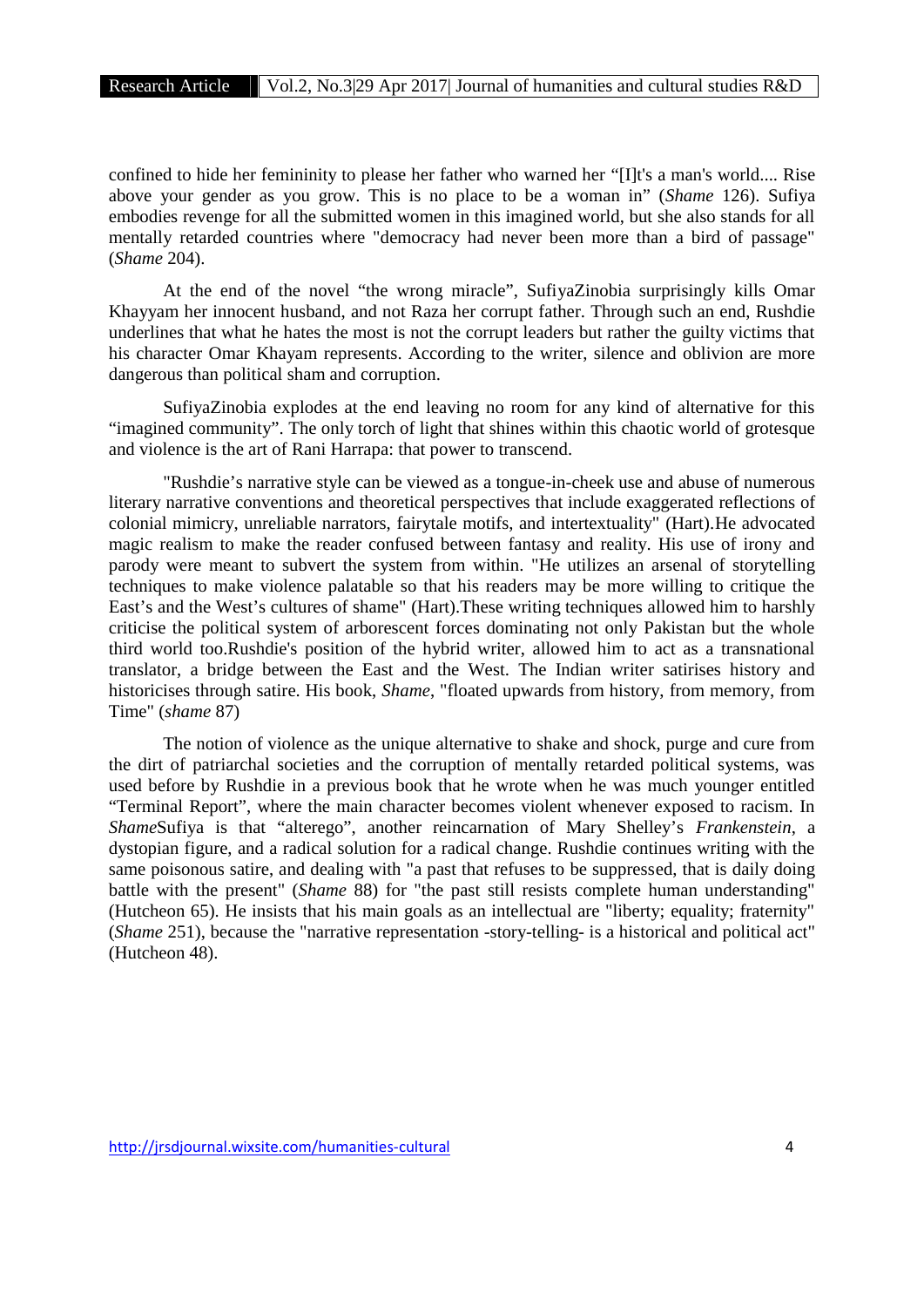confined to hide her femininity to please her father who warned her "[I]t's a man's world.... Rise above your gender as you grow. This is no place to be a woman in" (*Shame* 126). Sufiya embodies revenge for all the submitted women in this imagined world, but she also stands for all mentally retarded countries where "democracy had never been more than a bird of passage" (*Shame* 204).

At the end of the novel "the wrong miracle", SufiyaZinobia surprisingly kills Omar Khayyam her innocent husband, and not Raza her corrupt father. Through such an end, Rushdie underlines that what he hates the most is not the corrupt leaders but rather the guilty victims that his character Omar Khayam represents. According to the writer, silence and oblivion are more dangerous than political sham and corruption.

SufiyaZinobia explodes at the end leaving no room for any kind of alternative for this "imagined community". The only torch of light that shines within this chaotic world of grotesque and violence is the art of Rani Harrapa: that power to transcend.

"Rushdie's narrative style can be viewed as a tongue-in-cheek use and abuse of numerous literary narrative conventions and theoretical perspectives that include exaggerated reflections of colonial mimicry, unreliable narrators, fairytale motifs, and intertextuality" (Hart).He advocated magic realism to make the reader confused between fantasy and reality. His use of irony and parody were meant to subvert the system from within. "He utilizes an arsenal of storytelling techniques to make violence palatable so that his readers may be more willing to critique the East's and the West's cultures of shame" (Hart).These writing techniques allowed him to harshly criticise the political system of arborescent forces dominating not only Pakistan but the whole third world too.Rushdie's position of the hybrid writer, allowed him to act as a transnational translator, a bridge between the East and the West. The Indian writer satirises history and historicises through satire. His book, *Shame*, "floated upwards from history, from memory, from Time" (*shame* 87)

The notion of violence as the unique alternative to shake and shock, purge and cure from the dirt of patriarchal societies and the corruption of mentally retarded political systems, was used before by Rushdie in a previous book that he wrote when he was much younger entitled "Terminal Report", where the main character becomes violent whenever exposed to racism. In *Shame*Sufiya is that "alterego", another reincarnation of Mary Shelley's *Frankenstein*, a dystopian figure, and a radical solution for a radical change. Rushdie continues writing with the same poisonous satire, and dealing with "a past that refuses to be suppressed, that is daily doing battle with the present" (*Shame* 88) for "the past still resists complete human understanding" (Hutcheon 65). He insists that his main goals as an intellectual are "liberty; equality; fraternity" (*Shame* 251), because the "narrative representation -story-telling- is a historical and political act" (Hutcheon 48).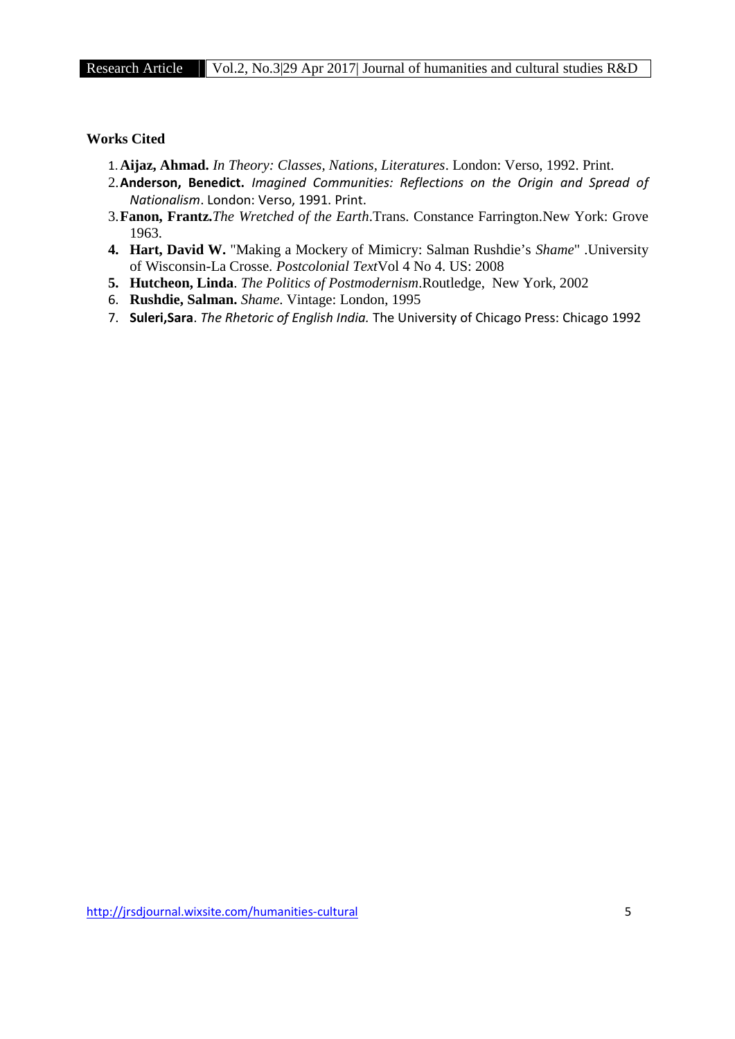**Works Cited**

1. **Aijaz, Ahmad.** *In Theory: Classes, Nations, Literatures*. London: Verso, 1992. Print.
2. **Anderson, Benedict.** *Imagined Communities: Reflections on the Origin and Spread of Nationalism*. London: Verso, 1991. Print.
3. **Fanon, Frantz.***The Wretched of the Earth*.Trans. Constance Farrington.New York: Grove 1963.
4. **Hart, David W.** "Making a Mockery of Mimicry: Salman Rushdie's *Shame*" .University of Wisconsin-La Crosse. *Postcolonial Text*Vol 4 No 4. US: 2008
5. **Hutcheon, Linda**. *The Politics of Postmodernism*.Routledge, New York, 2002
6. **Rushdie, Salman.** *Shame*. Vintage: London, 1995
7. **Suleri,Sara**. *The Rhetoric of English India.* The University of Chicago Press: Chicago 1992